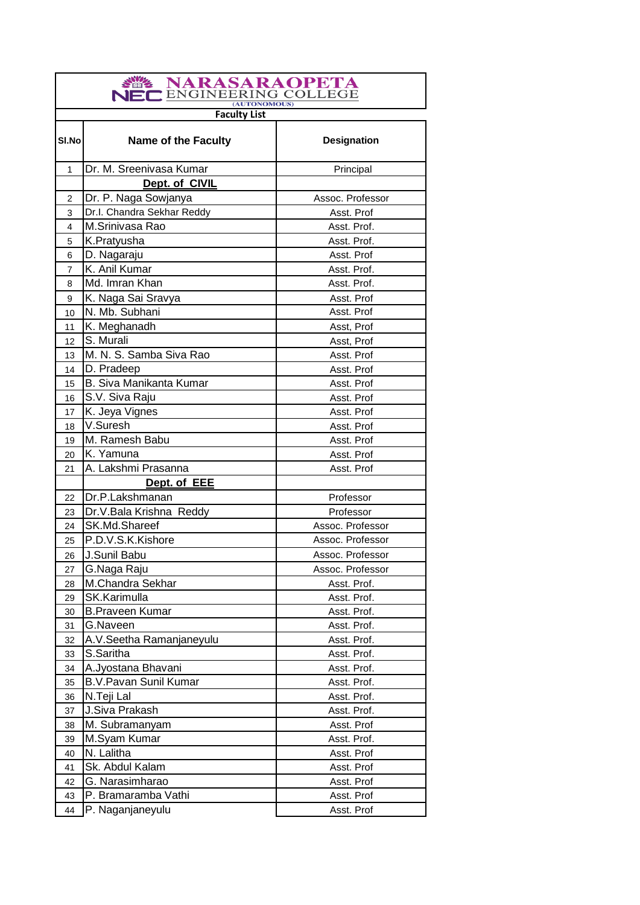# NARASARAOPETA ENGINEERING COLLEGE

(AUTONOMOUS)

**Faculty List**

| Sl.No | Name of the Faculty | Designation |
|---|---|---|
| 1 | Dr. M. Sreenivasa Kumar | Principal |
| | **Dept. of CIVIL** | |
| 2 | Dr. P. Naga Sowjanya | Assoc. Professor |
| 3 | Dr.I. Chandra Sekhar Reddy | Asst. Prof |
| 4 | M.Srinivasa Rao | Asst. Prof. |
| 5 | K.Pratyusha | Asst. Prof. |
| 6 | D. Nagaraju | Asst. Prof |
| 7 | K. Anil Kumar | Asst. Prof. |
| 8 | Md. Imran Khan | Asst. Prof. |
| 9 | K. Naga Sai Sravya | Asst. Prof |
| 10 | N. Mb. Subhani | Asst. Prof |
| 11 | K. Meghanadh | Asst, Prof |
| 12 | S. Murali | Asst, Prof |
| 13 | M. N. S. Samba Siva Rao | Asst. Prof |
| 14 | D. Pradeep | Asst. Prof |
| 15 | B. Siva Manikanta Kumar | Asst. Prof |
| 16 | S.V. Siva Raju | Asst. Prof |
| 17 | K. Jeya Vignes | Asst. Prof |
| 18 | V.Suresh | Asst. Prof |
| 19 | M. Ramesh Babu | Asst. Prof |
| 20 | K. Yamuna | Asst. Prof |
| 21 | A. Lakshmi Prasanna | Asst. Prof |
| | **Dept. of EEE** | |
| 22 | Dr.P.Lakshmanan | Professor |
| 23 | Dr.V.Bala Krishna Reddy | Professor |
| 24 | SK.Md.Shareef | Assoc. Professor |
| 25 | P.D.V.S.K.Kishore | Assoc. Professor |
| 26 | J.Sunil Babu | Assoc. Professor |
| 27 | G.Naga Raju | Assoc. Professor |
| 28 | M.Chandra Sekhar | Asst. Prof. |
| 29 | SK.Karimulla | Asst. Prof. |
| 30 | B.Praveen Kumar | Asst. Prof. |
| 31 | G.Naveen | Asst. Prof. |
| 32 | A.V.Seetha Ramanjaneyulu | Asst. Prof. |
| 33 | S.Saritha | Asst. Prof. |
| 34 | A.Jyostana Bhavani | Asst. Prof. |
| 35 | B.V.Pavan Sunil Kumar | Asst. Prof. |
| 36 | N.Teji Lal | Asst. Prof. |
| 37 | J.Siva Prakash | Asst. Prof. |
| 38 | M. Subramanyam | Asst. Prof |
| 39 | M.Syam Kumar | Asst. Prof. |
| 40 | N. Lalitha | Asst. Prof |
| 41 | Sk. Abdul Kalam | Asst. Prof |
| 42 | G. Narasimharao | Asst. Prof |
| 43 | P. Bramaramba Vathi | Asst. Prof |
| 44 | P. Naganjaneyulu | Asst. Prof |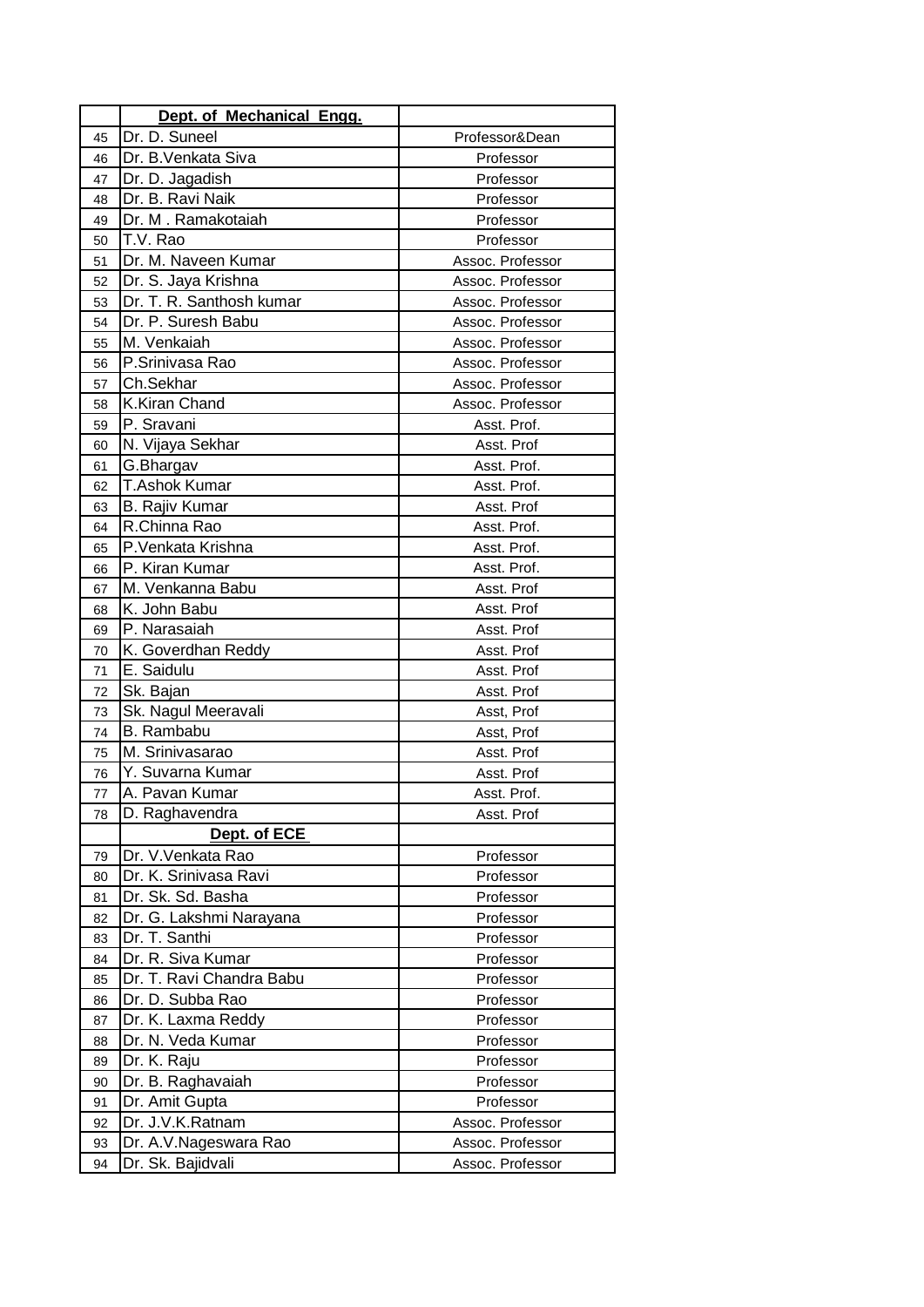|  | **Dept. of Mechanical Engg.** |  |
|---|---|---|
| 45 | Dr. D. Suneel | Professor&Dean |
| 46 | Dr. B.Venkata Siva | Professor |
| 47 | Dr. D. Jagadish | Professor |
| 48 | Dr. B. Ravi Naik | Professor |
| 49 | Dr. M . Ramakotaiah | Professor |
| 50 | T.V. Rao | Professor |
| 51 | Dr. M. Naveen Kumar | Assoc. Professor |
| 52 | Dr. S. Jaya Krishna | Assoc. Professor |
| 53 | Dr. T. R. Santhosh kumar | Assoc. Professor |
| 54 | Dr. P. Suresh Babu | Assoc. Professor |
| 55 | M. Venkaiah | Assoc. Professor |
| 56 | P.Srinivasa Rao | Assoc. Professor |
| 57 | Ch.Sekhar | Assoc. Professor |
| 58 | K.Kiran Chand | Assoc. Professor |
| 59 | P. Sravani | Asst. Prof. |
| 60 | N. Vijaya Sekhar | Asst. Prof |
| 61 | G.Bhargav | Asst. Prof. |
| 62 | T.Ashok Kumar | Asst. Prof. |
| 63 | B. Rajiv Kumar | Asst. Prof |
| 64 | R.Chinna Rao | Asst. Prof. |
| 65 | P.Venkata Krishna | Asst. Prof. |
| 66 | P. Kiran Kumar | Asst. Prof. |
| 67 | M. Venkanna Babu | Asst. Prof |
| 68 | K. John Babu | Asst. Prof |
| 69 | P. Narasaiah | Asst. Prof |
| 70 | K. Goverdhan Reddy | Asst. Prof |
| 71 | E. Saidulu | Asst. Prof |
| 72 | Sk. Bajan | Asst. Prof |
| 73 | Sk. Nagul Meeravali | Asst, Prof |
| 74 | B. Rambabu | Asst, Prof |
| 75 | M. Srinivasarao | Asst. Prof |
| 76 | Y. Suvarna Kumar | Asst. Prof |
| 77 | A. Pavan Kumar | Asst. Prof. |
| 78 | D. Raghavendra | Asst. Prof |
|  | **Dept. of ECE** |  |
| 79 | Dr. V.Venkata Rao | Professor |
| 80 | Dr. K. Srinivasa Ravi | Professor |
| 81 | Dr. Sk. Sd. Basha | Professor |
| 82 | Dr. G. Lakshmi Narayana | Professor |
| 83 | Dr. T. Santhi | Professor |
| 84 | Dr. R. Siva Kumar | Professor |
| 85 | Dr. T. Ravi Chandra Babu | Professor |
| 86 | Dr. D. Subba Rao | Professor |
| 87 | Dr. K. Laxma Reddy | Professor |
| 88 | Dr. N. Veda Kumar | Professor |
| 89 | Dr. K. Raju | Professor |
| 90 | Dr. B. Raghavaiah | Professor |
| 91 | Dr. Amit Gupta | Professor |
| 92 | Dr. J.V.K.Ratnam | Assoc. Professor |
| 93 | Dr. A.V.Nageswara Rao | Assoc. Professor |
| 94 | Dr. Sk. Bajidvali | Assoc. Professor |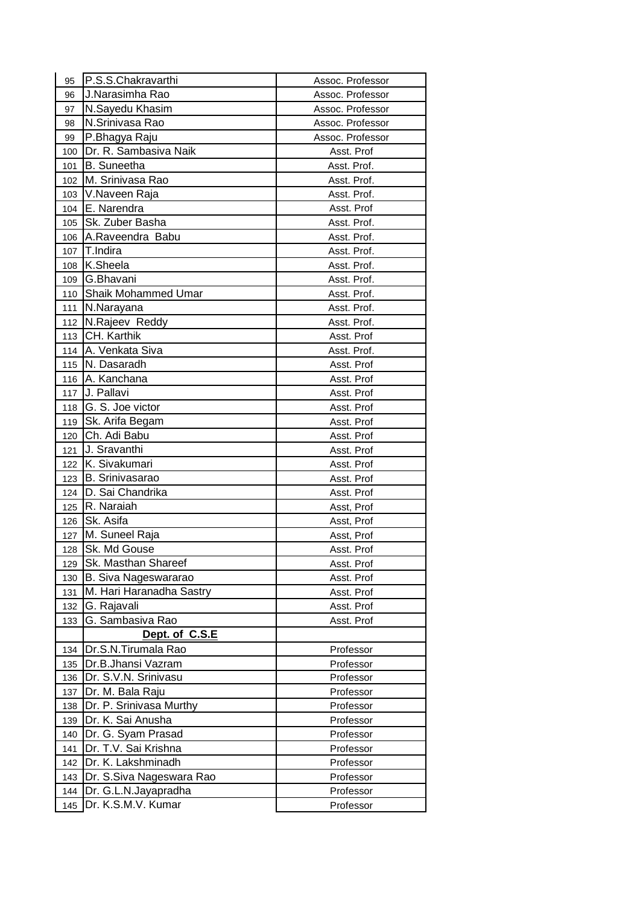| | | |
|---|---|---|
| 95 | P.S.S.Chakravarthi | Assoc. Professor |
| 96 | J.Narasimha Rao | Assoc. Professor |
| 97 | N.Sayedu Khasim | Assoc. Professor |
| 98 | N.Srinivasa Rao | Assoc. Professor |
| 99 | P.Bhagya Raju | Assoc. Professor |
| 100 | Dr. R. Sambasiva Naik | Asst. Prof |
| 101 | B. Suneetha | Asst. Prof. |
| 102 | M. Srinivasa Rao | Asst. Prof. |
| 103 | V.Naveen Raja | Asst. Prof. |
| 104 | E. Narendra | Asst. Prof |
| 105 | Sk. Zuber Basha | Asst. Prof. |
| 106 | A.Raveendra Babu | Asst. Prof. |
| 107 | T.Indira | Asst. Prof. |
| 108 | K.Sheela | Asst. Prof. |
| 109 | G.Bhavani | Asst. Prof. |
| 110 | Shaik Mohammed Umar | Asst. Prof. |
| 111 | N.Narayana | Asst. Prof. |
| 112 | N.Rajeev Reddy | Asst. Prof. |
| 113 | CH. Karthik | Asst. Prof |
| 114 | A. Venkata Siva | Asst. Prof. |
| 115 | N. Dasaradh | Asst. Prof |
| 116 | A. Kanchana | Asst. Prof |
| 117 | J. Pallavi | Asst. Prof |
| 118 | G. S. Joe victor | Asst. Prof |
| 119 | Sk. Arifa Begam | Asst. Prof |
| 120 | Ch. Adi Babu | Asst. Prof |
| 121 | J. Sravanthi | Asst. Prof |
| 122 | K. Sivakumari | Asst. Prof |
| 123 | B. Srinivasarao | Asst. Prof |
| 124 | D. Sai Chandrika | Asst. Prof |
| 125 | R. Naraiah | Asst, Prof |
| 126 | Sk. Asifa | Asst, Prof |
| 127 | M. Suneel Raja | Asst, Prof |
| 128 | Sk. Md Gouse | Asst. Prof |
| 129 | Sk. Masthan Shareef | Asst. Prof |
| 130 | B. Siva Nageswararao | Asst. Prof |
| 131 | M. Hari Haranadha Sastry | Asst. Prof |
| 132 | G. Rajavali | Asst. Prof |
| 133 | G. Sambasiva Rao | Asst. Prof |
| | **Dept. of C.S.E** | |
| 134 | Dr.S.N.Tirumala Rao | Professor |
| 135 | Dr.B.Jhansi Vazram | Professor |
| 136 | Dr. S.V.N. Srinivasu | Professor |
| 137 | Dr. M. Bala Raju | Professor |
| 138 | Dr. P. Srinivasa Murthy | Professor |
| 139 | Dr. K. Sai Anusha | Professor |
| 140 | Dr. G. Syam Prasad | Professor |
| 141 | Dr. T.V. Sai Krishna | Professor |
| 142 | Dr. K. Lakshminadh | Professor |
| 143 | Dr. S.Siva Nageswara Rao | Professor |
| 144 | Dr. G.L.N.Jayapradha | Professor |
| 145 | Dr. K.S.M.V. Kumar | Professor |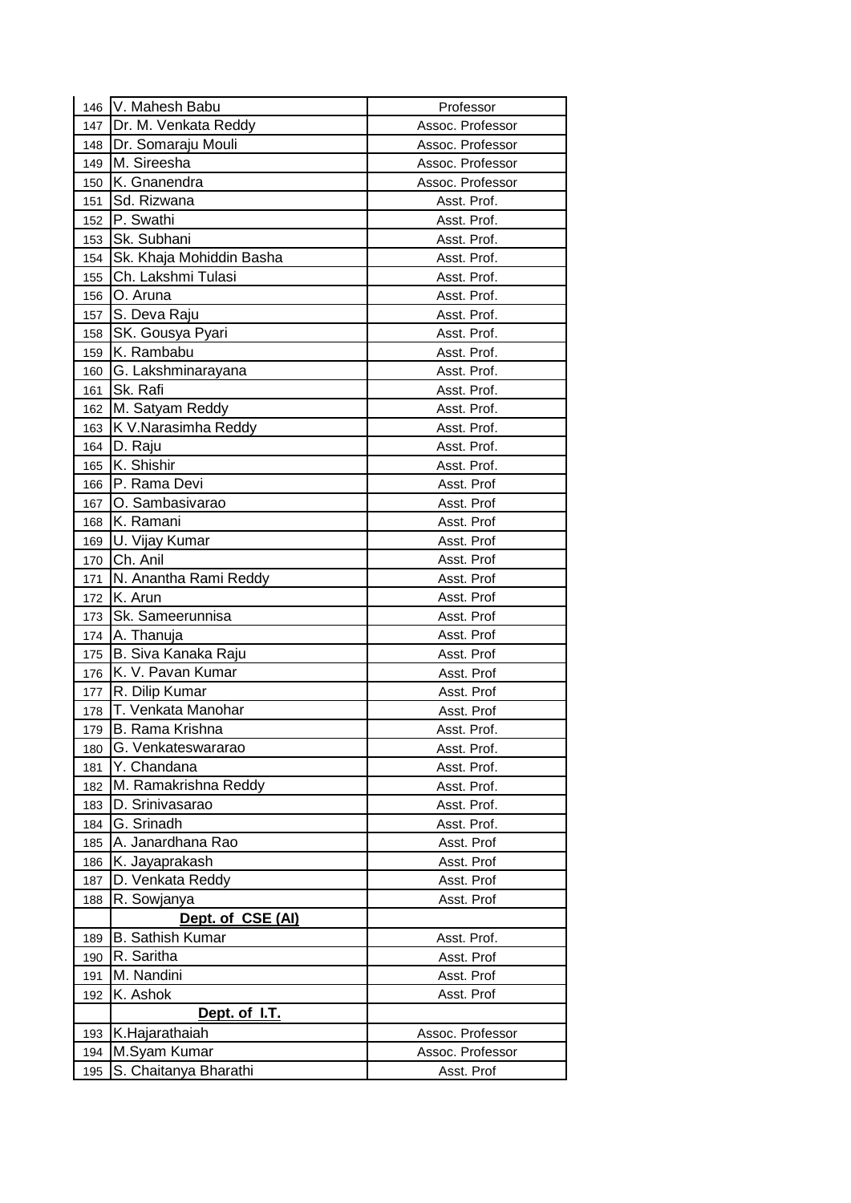| | | |
|---|---|---|
| 146 | V. Mahesh Babu | Professor |
| 147 | Dr. M. Venkata Reddy | Assoc. Professor |
| 148 | Dr. Somaraju Mouli | Assoc. Professor |
| 149 | M. Sireesha | Assoc. Professor |
| 150 | K. Gnanendra | Assoc. Professor |
| 151 | Sd. Rizwana | Asst. Prof. |
| 152 | P. Swathi | Asst. Prof. |
| 153 | Sk. Subhani | Asst. Prof. |
| 154 | Sk. Khaja Mohiddin Basha | Asst. Prof. |
| 155 | Ch. Lakshmi Tulasi | Asst. Prof. |
| 156 | O. Aruna | Asst. Prof. |
| 157 | S. Deva Raju | Asst. Prof. |
| 158 | SK. Gousya Pyari | Asst. Prof. |
| 159 | K. Rambabu | Asst. Prof. |
| 160 | G. Lakshminarayana | Asst. Prof. |
| 161 | Sk. Rafi | Asst. Prof. |
| 162 | M. Satyam Reddy | Asst. Prof. |
| 163 | K V.Narasimha Reddy | Asst. Prof. |
| 164 | D. Raju | Asst. Prof. |
| 165 | K. Shishir | Asst. Prof. |
| 166 | P. Rama Devi | Asst. Prof |
| 167 | O. Sambasivarao | Asst. Prof |
| 168 | K. Ramani | Asst. Prof |
| 169 | U. Vijay Kumar | Asst. Prof |
| 170 | Ch. Anil | Asst. Prof |
| 171 | N. Anantha Rami Reddy | Asst. Prof |
| 172 | K. Arun | Asst. Prof |
| 173 | Sk. Sameerunnisa | Asst. Prof |
| 174 | A. Thanuja | Asst. Prof |
| 175 | B. Siva Kanaka Raju | Asst. Prof |
| 176 | K. V. Pavan Kumar | Asst. Prof |
| 177 | R. Dilip Kumar | Asst. Prof |
| 178 | T. Venkata Manohar | Asst. Prof |
| 179 | B. Rama Krishna | Asst. Prof. |
| 180 | G. Venkateswararao | Asst. Prof. |
| 181 | Y. Chandana | Asst. Prof. |
| 182 | M. Ramakrishna Reddy | Asst. Prof. |
| 183 | D. Srinivasarao | Asst. Prof. |
| 184 | G. Srinadh | Asst. Prof. |
| 185 | A. Janardhana Rao | Asst. Prof |
| 186 | K. Jayaprakash | Asst. Prof |
| 187 | D. Venkata Reddy | Asst. Prof |
| 188 | R. Sowjanya | Asst. Prof |
| | **Dept. of CSE (AI)** | |
| 189 | B. Sathish Kumar | Asst. Prof. |
| 190 | R. Saritha | Asst. Prof |
| 191 | M. Nandini | Asst. Prof |
| 192 | K. Ashok | Asst. Prof |
| | **Dept. of I.T.** | |
| 193 | K.Hajarathaiah | Assoc. Professor |
| 194 | M.Syam Kumar | Assoc. Professor |
| 195 | S. Chaitanya Bharathi | Asst. Prof |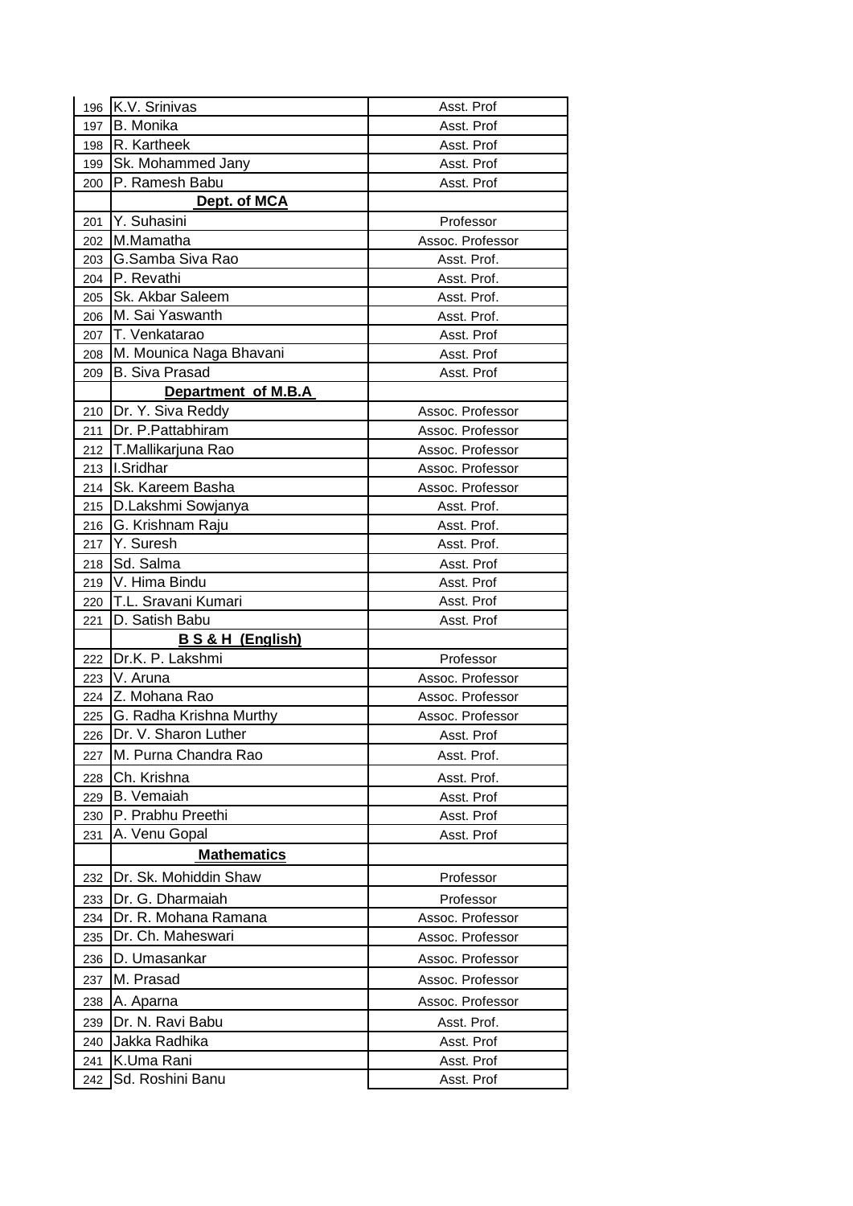| | | |
|---|---|---|
| 196 | K.V. Srinivas | Asst. Prof |
| 197 | B. Monika | Asst. Prof |
| 198 | R. Kartheek | Asst. Prof |
| 199 | Sk. Mohammed Jany | Asst. Prof |
| 200 | P. Ramesh Babu | Asst. Prof |
| | **Dept. of MCA** | |
| 201 | Y. Suhasini | Professor |
| 202 | M.Mamatha | Assoc. Professor |
| 203 | G.Samba Siva Rao | Asst. Prof. |
| 204 | P. Revathi | Asst. Prof. |
| 205 | Sk. Akbar Saleem | Asst. Prof. |
| 206 | M. Sai Yaswanth | Asst. Prof. |
| 207 | T. Venkatarao | Asst. Prof |
| 208 | M. Mounica Naga Bhavani | Asst. Prof |
| 209 | B. Siva Prasad | Asst. Prof |
| | **Department of M.B.A** | |
| 210 | Dr. Y. Siva Reddy | Assoc. Professor |
| 211 | Dr. P.Pattabhiram | Assoc. Professor |
| 212 | T.Mallikarjuna Rao | Assoc. Professor |
| 213 | I.Sridhar | Assoc. Professor |
| 214 | Sk. Kareem Basha | Assoc. Professor |
| 215 | D.Lakshmi Sowjanya | Asst. Prof. |
| 216 | G. Krishnam Raju | Asst. Prof. |
| 217 | Y. Suresh | Asst. Prof. |
| 218 | Sd. Salma | Asst. Prof |
| 219 | V. Hima Bindu | Asst. Prof |
| 220 | T.L. Sravani Kumari | Asst. Prof |
| 221 | D. Satish Babu | Asst. Prof |
| | **B S & H (English)** | |
| 222 | Dr.K. P. Lakshmi | Professor |
| 223 | V. Aruna | Assoc. Professor |
| 224 | Z. Mohana Rao | Assoc. Professor |
| 225 | G. Radha Krishna Murthy | Assoc. Professor |
| 226 | Dr. V. Sharon Luther | Asst. Prof |
| 227 | M. Purna Chandra Rao | Asst. Prof. |
| 228 | Ch. Krishna | Asst. Prof. |
| 229 | B. Vemaiah | Asst. Prof |
| 230 | P. Prabhu Preethi | Asst. Prof |
| 231 | A. Venu Gopal | Asst. Prof |
| | **Mathematics** | |
| 232 | Dr. Sk. Mohiddin Shaw | Professor |
| 233 | Dr. G. Dharmaiah | Professor |
| 234 | Dr. R. Mohana Ramana | Assoc. Professor |
| 235 | Dr. Ch. Maheswari | Assoc. Professor |
| 236 | D. Umasankar | Assoc. Professor |
| 237 | M. Prasad | Assoc. Professor |
| 238 | A. Aparna | Assoc. Professor |
| 239 | Dr. N. Ravi Babu | Asst. Prof. |
| 240 | Jakka Radhika | Asst. Prof |
| 241 | K.Uma Rani | Asst. Prof |
| 242 | Sd. Roshini Banu | Asst. Prof |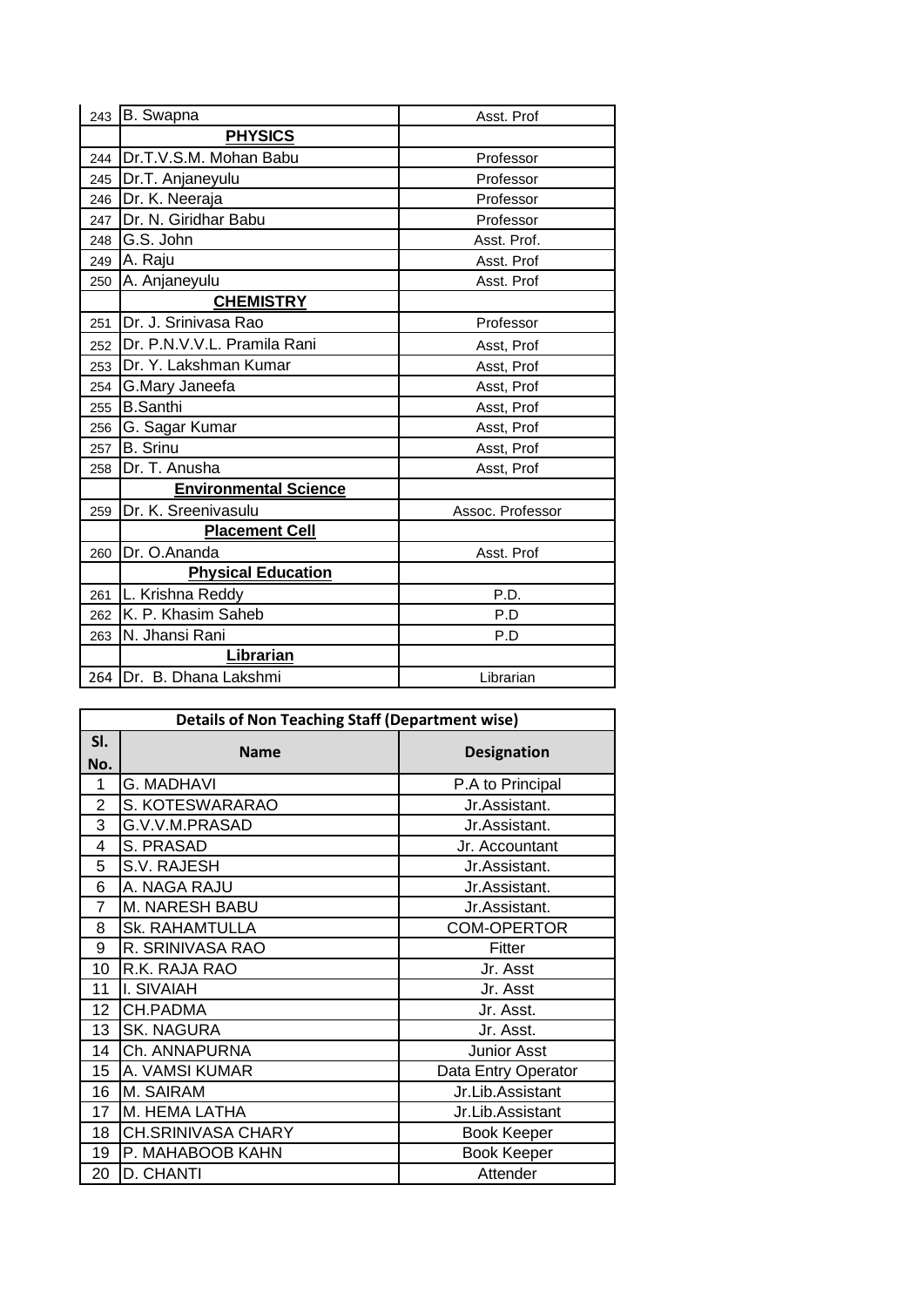| | | |
|---|---|---|
| 243 | B. Swapna | Asst. Prof |
| | **PHYSICS** | |
| 244 | Dr.T.V.S.M. Mohan Babu | Professor |
| 245 | Dr.T. Anjaneyulu | Professor |
| 246 | Dr. K. Neeraja | Professor |
| 247 | Dr. N. Giridhar Babu | Professor |
| 248 | G.S. John | Asst. Prof. |
| 249 | A. Raju | Asst. Prof |
| 250 | A. Anjaneyulu | Asst. Prof |
| | **CHEMISTRY** | |
| 251 | Dr. J. Srinivasa Rao | Professor |
| 252 | Dr. P.N.V.V.L. Pramila Rani | Asst, Prof |
| 253 | Dr. Y. Lakshman Kumar | Asst, Prof |
| 254 | G.Mary Janeefa | Asst, Prof |
| 255 | B.Santhi | Asst, Prof |
| 256 | G. Sagar Kumar | Asst, Prof |
| 257 | B. Srinu | Asst, Prof |
| 258 | Dr. T. Anusha | Asst, Prof |
| | **Environmental Science** | |
| 259 | Dr. K. Sreenivasulu | Assoc. Professor |
| | **Placement Cell** | |
| 260 | Dr. O.Ananda | Asst. Prof |
| | **Physical Education** | |
| 261 | L. Krishna Reddy | P.D. |
| 262 | K. P. Khasim Saheb | P.D |
| 263 | N. Jhansi Rani | P.D |
| | **Librarian** | |
| 264 | Dr. B. Dhana Lakshmi | Librarian |

**Details of Non Teaching Staff (Department wise)**

| Sl. No. | Name | Designation |
|---|---|---|
| 1 | G. MADHAVI | P.A to Principal |
| 2 | S. KOTESWARARAO | Jr.Assistant. |
| 3 | G.V.V.M.PRASAD | Jr.Assistant. |
| 4 | S. PRASAD | Jr. Accountant |
| 5 | S.V. RAJESH | Jr.Assistant. |
| 6 | A. NAGA RAJU | Jr.Assistant. |
| 7 | M. NARESH BABU | Jr.Assistant. |
| 8 | Sk. RAHAMTULLA | COM-OPERTOR |
| 9 | R. SRINIVASA RAO | Fitter |
| 10 | R.K. RAJA RAO | Jr. Asst |
| 11 | I. SIVAIAH | Jr. Asst |
| 12 | CH.PADMA | Jr. Asst. |
| 13 | SK. NAGURA | Jr. Asst. |
| 14 | Ch. ANNAPURNA | Junior Asst |
| 15 | A. VAMSI KUMAR | Data Entry Operator |
| 16 | M. SAIRAM | Jr.Lib.Assistant |
| 17 | M. HEMA LATHA | Jr.Lib.Assistant |
| 18 | CH.SRINIVASA CHARY | Book Keeper |
| 19 | P. MAHABOOB KAHN | Book Keeper |
| 20 | D. CHANTI | Attender |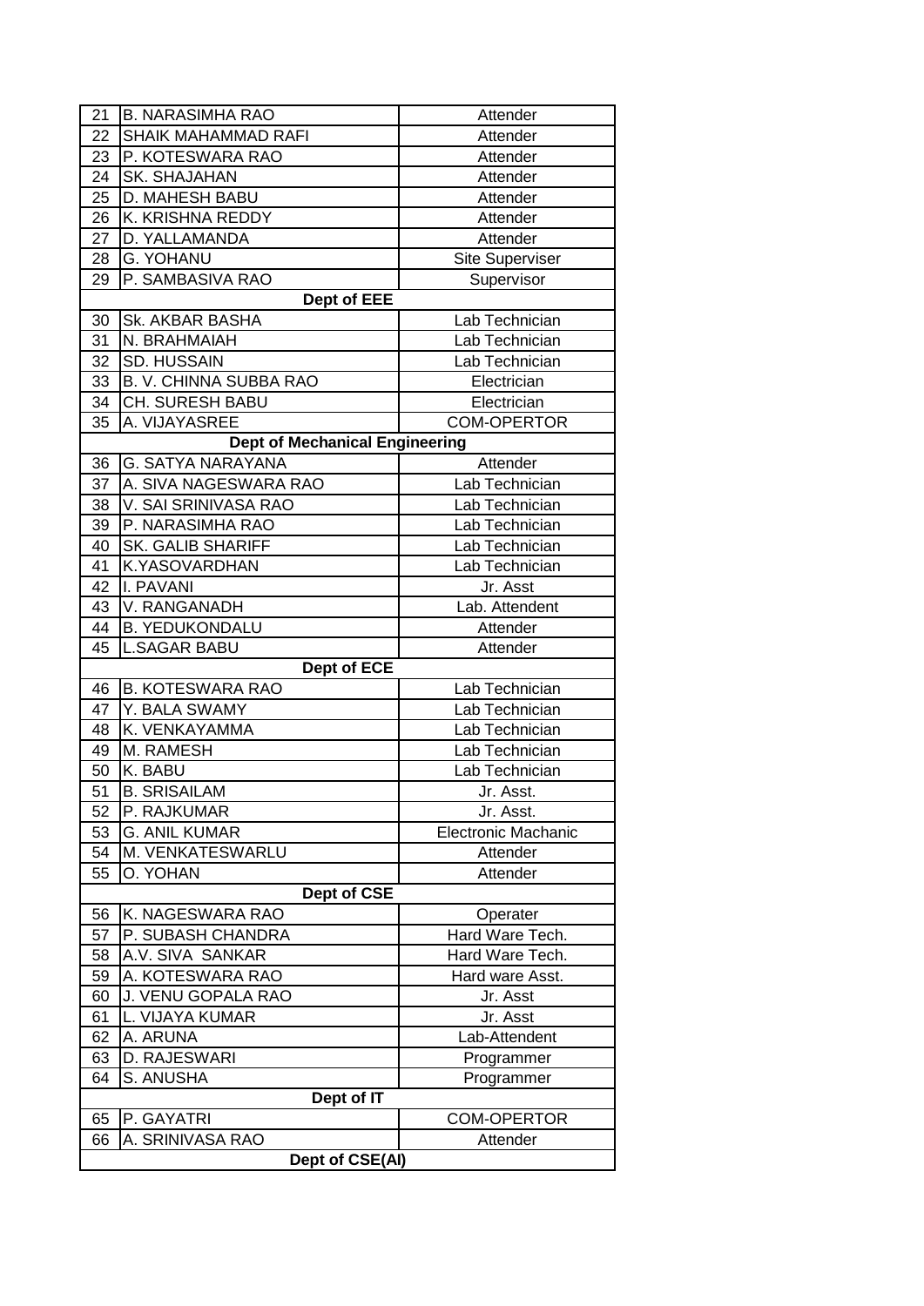| | | |
|---|---|---|
| 21 | B. NARASIMHA RAO | Attender |
| 22 | SHAIK MAHAMMAD RAFI | Attender |
| 23 | P. KOTESWARA RAO | Attender |
| 24 | SK. SHAJAHAN | Attender |
| 25 | D. MAHESH BABU | Attender |
| 26 | K. KRISHNA REDDY | Attender |
| 27 | D. YALLAMANDA | Attender |
| 28 | G. YOHANU | Site Superviser |
| 29 | P. SAMBASIVA RAO | Supervisor |
| | **Dept of EEE** | |
| 30 | Sk. AKBAR BASHA | Lab Technician |
| 31 | N. BRAHMAIAH | Lab Technician |
| 32 | SD. HUSSAIN | Lab Technician |
| 33 | B. V. CHINNA SUBBA RAO | Electrician |
| 34 | CH. SURESH BABU | Electrician |
| 35 | A. VIJAYASREE | COM-OPERTOR |
| | **Dept of Mechanical Engineering** | |
| 36 | G. SATYA NARAYANA | Attender |
| 37 | A. SIVA NAGESWARA RAO | Lab Technician |
| 38 | V. SAI SRINIVASA RAO | Lab Technician |
| 39 | P. NARASIMHA RAO | Lab Technician |
| 40 | SK. GALIB SHARIFF | Lab Technician |
| 41 | K.YASOVARDHAN | Lab Technician |
| 42 | I. PAVANI | Jr. Asst |
| 43 | V. RANGANADH | Lab. Attendent |
| 44 | B. YEDUKONDALU | Attender |
| 45 | L.SAGAR BABU | Attender |
| | **Dept of ECE** | |
| 46 | B. KOTESWARA RAO | Lab Technician |
| 47 | Y. BALA SWAMY | Lab Technician |
| 48 | K. VENKAYAMMA | Lab Technician |
| 49 | M. RAMESH | Lab Technician |
| 50 | K. BABU | Lab Technician |
| 51 | B. SRISAILAM | Jr. Asst. |
| 52 | P. RAJKUMAR | Jr. Asst. |
| 53 | G. ANIL KUMAR | Electronic Machanic |
| 54 | M. VENKATESWARLU | Attender |
| 55 | O. YOHAN | Attender |
| | **Dept of CSE** | |
| 56 | K. NAGESWARA RAO | Operater |
| 57 | P. SUBASH CHANDRA | Hard Ware Tech. |
| 58 | A.V. SIVA SANKAR | Hard Ware Tech. |
| 59 | A. KOTESWARA RAO | Hard ware Asst. |
| 60 | J. VENU GOPALA RAO | Jr. Asst |
| 61 | L. VIJAYA KUMAR | Jr. Asst |
| 62 | A. ARUNA | Lab-Attendent |
| 63 | D. RAJESWARI | Programmer |
| 64 | S. ANUSHA | Programmer |
| | **Dept of IT** | |
| 65 | P. GAYATRI | COM-OPERTOR |
| 66 | A. SRINIVASA RAO | Attender |
| | **Dept of CSE(AI)** | |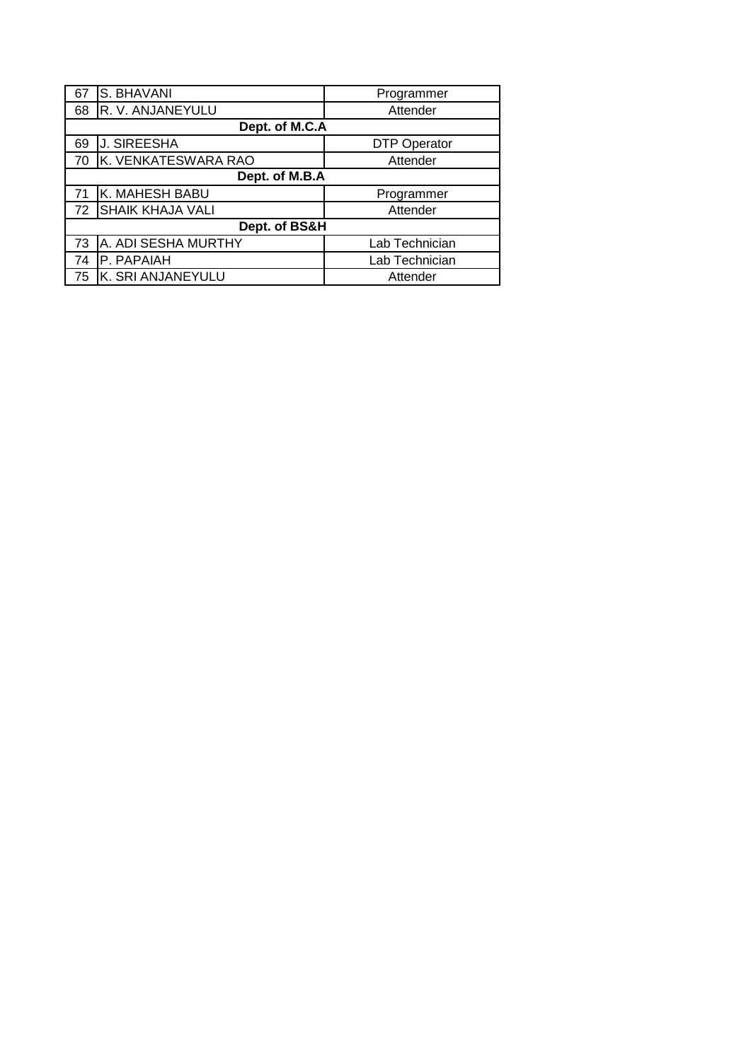| | | |
|---|---|---|
| 67 | S. BHAVANI | Programmer |
| 68 | R. V. ANJANEYULU | Attender |
| **Dept. of M.C.A** | | |
| 69 | J. SIREESHA | DTP Operator |
| 70 | K. VENKATESWARA RAO | Attender |
| **Dept. of M.B.A** | | |
| 71 | K. MAHESH BABU | Programmer |
| 72 | SHAIK KHAJA VALI | Attender |
| **Dept. of BS&H** | | |
| 73 | A. ADI SESHA MURTHY | Lab Technician |
| 74 | P. PAPAIAH | Lab Technician |
| 75 | K. SRI ANJANEYULU | Attender |